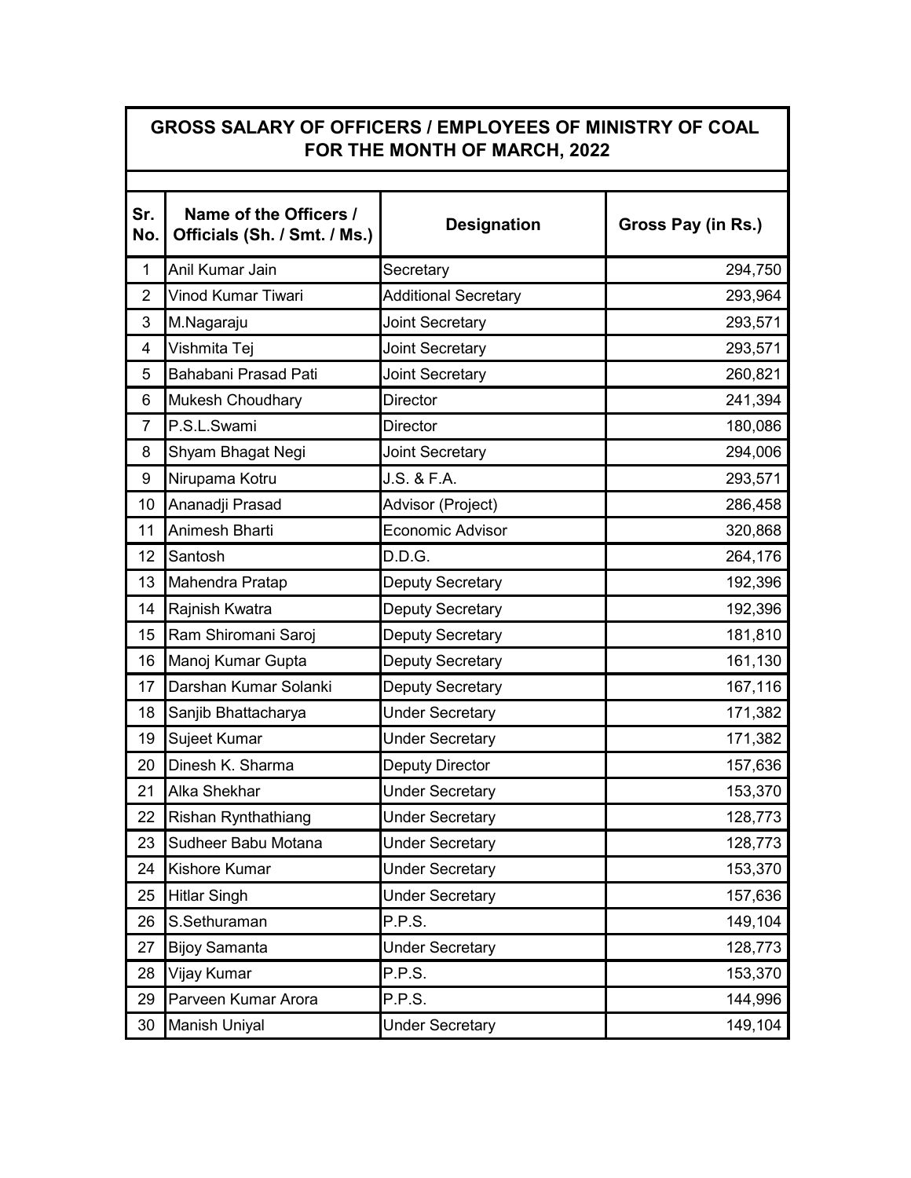# GROSS SALARY OF OFFICERS / EMPLOYEES OF MINISTRY OF COAL FOR THE MONTH OF MARCH, 2022

| Sr. No. | Name of the Officers / Officials (Sh. / Smt. / Ms.) | Designation | Gross Pay (in Rs.) |
|---|---|---|---|
| 1 | Anil Kumar Jain | Secretary | 294,750 |
| 2 | Vinod Kumar Tiwari | Additional Secretary | 293,964 |
| 3 | M.Nagaraju | Joint Secretary | 293,571 |
| 4 | Vishmita Tej | Joint Secretary | 293,571 |
| 5 | Bahabani Prasad Pati | Joint Secretary | 260,821 |
| 6 | Mukesh Choudhary | Director | 241,394 |
| 7 | P.S.L.Swami | Director | 180,086 |
| 8 | Shyam Bhagat Negi | Joint Secretary | 294,006 |
| 9 | Nirupama Kotru | J.S. & F.A. | 293,571 |
| 10 | Ananadji Prasad | Advisor (Project) | 286,458 |
| 11 | Animesh Bharti | Economic Advisor | 320,868 |
| 12 | Santosh | D.D.G. | 264,176 |
| 13 | Mahendra Pratap | Deputy Secretary | 192,396 |
| 14 | Rajnish Kwatra | Deputy Secretary | 192,396 |
| 15 | Ram Shiromani Saroj | Deputy Secretary | 181,810 |
| 16 | Manoj Kumar Gupta | Deputy Secretary | 161,130 |
| 17 | Darshan Kumar Solanki | Deputy Secretary | 167,116 |
| 18 | Sanjib Bhattacharya | Under Secretary | 171,382 |
| 19 | Sujeet Kumar | Under Secretary | 171,382 |
| 20 | Dinesh K. Sharma | Deputy Director | 157,636 |
| 21 | Alka Shekhar | Under Secretary | 153,370 |
| 22 | Rishan Rynthathiang | Under Secretary | 128,773 |
| 23 | Sudheer Babu Motana | Under Secretary | 128,773 |
| 24 | Kishore Kumar | Under Secretary | 153,370 |
| 25 | Hitlar Singh | Under Secretary | 157,636 |
| 26 | S.Sethuraman | P.P.S. | 149,104 |
| 27 | Bijoy Samanta | Under Secretary | 128,773 |
| 28 | Vijay Kumar | P.P.S. | 153,370 |
| 29 | Parveen Kumar Arora | P.P.S. | 144,996 |
| 30 | Manish Uniyal | Under Secretary | 149,104 |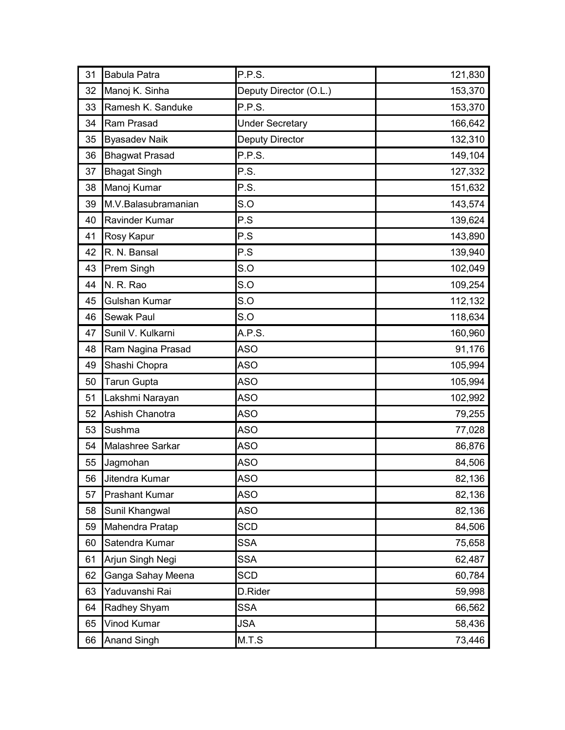| | | | |
|---|---|---|---|
| 31 | Babula Patra | P.P.S. | 121,830 |
| 32 | Manoj K. Sinha | Deputy Director (O.L.) | 153,370 |
| 33 | Ramesh K. Sanduke | P.P.S. | 153,370 |
| 34 | Ram Prasad | Under Secretary | 166,642 |
| 35 | Byasadev Naik | Deputy Director | 132,310 |
| 36 | Bhagwat Prasad | P.P.S. | 149,104 |
| 37 | Bhagat Singh | P.S. | 127,332 |
| 38 | Manoj Kumar | P.S. | 151,632 |
| 39 | M.V.Balasubramanian | S.O | 143,574 |
| 40 | Ravinder Kumar | P.S | 139,624 |
| 41 | Rosy Kapur | P.S | 143,890 |
| 42 | R. N. Bansal | P.S | 139,940 |
| 43 | Prem Singh | S.O | 102,049 |
| 44 | N. R. Rao | S.O | 109,254 |
| 45 | Gulshan Kumar | S.O | 112,132 |
| 46 | Sewak Paul | S.O | 118,634 |
| 47 | Sunil V. Kulkarni | A.P.S. | 160,960 |
| 48 | Ram Nagina Prasad | ASO | 91,176 |
| 49 | Shashi Chopra | ASO | 105,994 |
| 50 | Tarun Gupta | ASO | 105,994 |
| 51 | Lakshmi Narayan | ASO | 102,992 |
| 52 | Ashish Chanotra | ASO | 79,255 |
| 53 | Sushma | ASO | 77,028 |
| 54 | Malashree Sarkar | ASO | 86,876 |
| 55 | Jagmohan | ASO | 84,506 |
| 56 | Jitendra Kumar | ASO | 82,136 |
| 57 | Prashant Kumar | ASO | 82,136 |
| 58 | Sunil Khangwal | ASO | 82,136 |
| 59 | Mahendra Pratap | SCD | 84,506 |
| 60 | Satendra Kumar | SSA | 75,658 |
| 61 | Arjun Singh Negi | SSA | 62,487 |
| 62 | Ganga Sahay Meena | SCD | 60,784 |
| 63 | Yaduvanshi Rai | D.Rider | 59,998 |
| 64 | Radhey Shyam | SSA | 66,562 |
| 65 | Vinod Kumar | JSA | 58,436 |
| 66 | Anand Singh | M.T.S | 73,446 |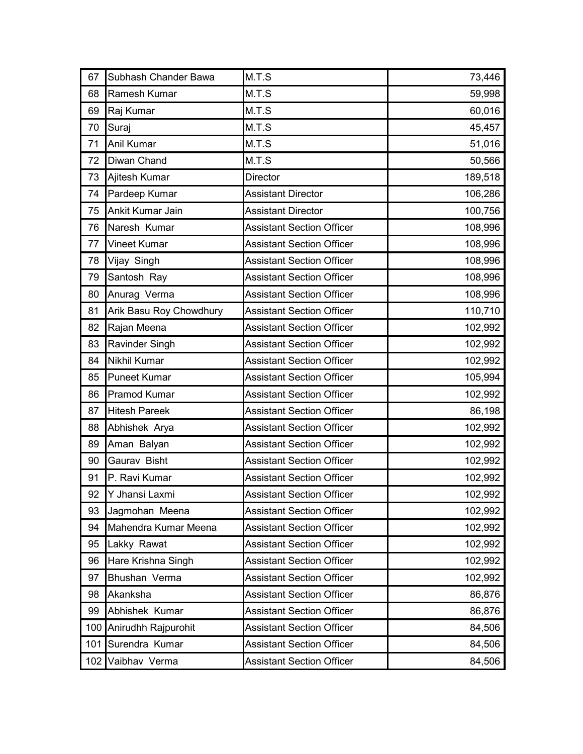| | | | |
|---|---|---|---|
| 67 | Subhash Chander Bawa | M.T.S | 73,446 |
| 68 | Ramesh Kumar | M.T.S | 59,998 |
| 69 | Raj Kumar | M.T.S | 60,016 |
| 70 | Suraj | M.T.S | 45,457 |
| 71 | Anil Kumar | M.T.S | 51,016 |
| 72 | Diwan Chand | M.T.S | 50,566 |
| 73 | Ajitesh Kumar | Director | 189,518 |
| 74 | Pardeep Kumar | Assistant Director | 106,286 |
| 75 | Ankit Kumar Jain | Assistant Director | 100,756 |
| 76 | Naresh Kumar | Assistant Section Officer | 108,996 |
| 77 | Vineet Kumar | Assistant Section Officer | 108,996 |
| 78 | Vijay Singh | Assistant Section Officer | 108,996 |
| 79 | Santosh Ray | Assistant Section Officer | 108,996 |
| 80 | Anurag Verma | Assistant Section Officer | 108,996 |
| 81 | Arik Basu Roy Chowdhury | Assistant Section Officer | 110,710 |
| 82 | Rajan Meena | Assistant Section Officer | 102,992 |
| 83 | Ravinder Singh | Assistant Section Officer | 102,992 |
| 84 | Nikhil Kumar | Assistant Section Officer | 102,992 |
| 85 | Puneet Kumar | Assistant Section Officer | 105,994 |
| 86 | Pramod Kumar | Assistant Section Officer | 102,992 |
| 87 | Hitesh Pareek | Assistant Section Officer | 86,198 |
| 88 | Abhishek Arya | Assistant Section Officer | 102,992 |
| 89 | Aman Balyan | Assistant Section Officer | 102,992 |
| 90 | Gaurav Bisht | Assistant Section Officer | 102,992 |
| 91 | P. Ravi Kumar | Assistant Section Officer | 102,992 |
| 92 | Y Jhansi Laxmi | Assistant Section Officer | 102,992 |
| 93 | Jagmohan Meena | Assistant Section Officer | 102,992 |
| 94 | Mahendra Kumar Meena | Assistant Section Officer | 102,992 |
| 95 | Lakky Rawat | Assistant Section Officer | 102,992 |
| 96 | Hare Krishna Singh | Assistant Section Officer | 102,992 |
| 97 | Bhushan Verma | Assistant Section Officer | 102,992 |
| 98 | Akanksha | Assistant Section Officer | 86,876 |
| 99 | Abhishek Kumar | Assistant Section Officer | 86,876 |
| 100 | Anirudhh Rajpurohit | Assistant Section Officer | 84,506 |
| 101 | Surendra Kumar | Assistant Section Officer | 84,506 |
| 102 | Vaibhav Verma | Assistant Section Officer | 84,506 |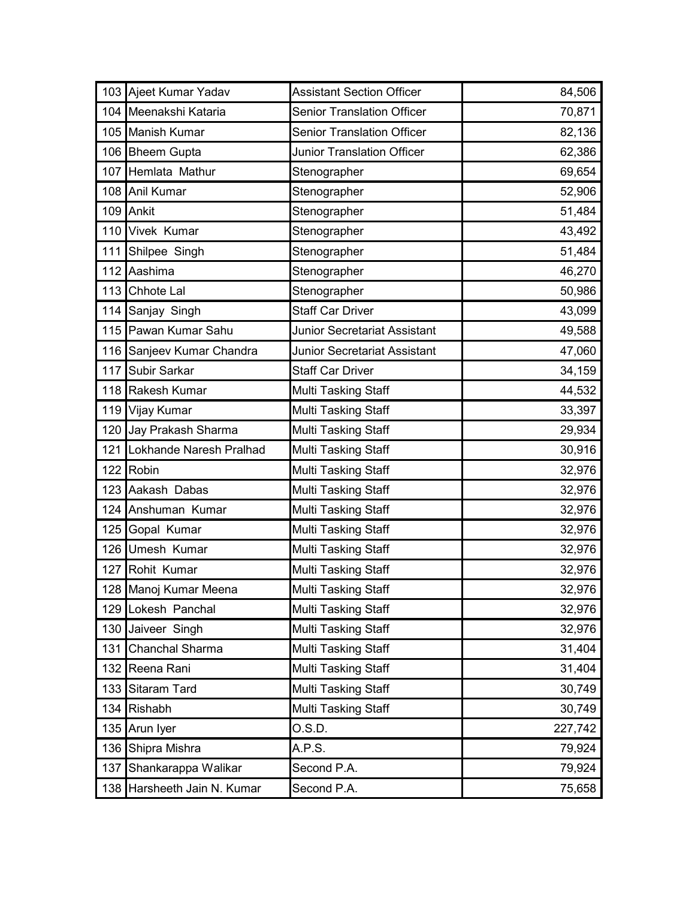| | | | |
|---|---|---|---|
| 103 | Ajeet Kumar Yadav | Assistant Section Officer | 84,506 |
| 104 | Meenakshi Kataria | Senior Translation Officer | 70,871 |
| 105 | Manish Kumar | Senior Translation Officer | 82,136 |
| 106 | Bheem Gupta | Junior Translation Officer | 62,386 |
| 107 | Hemlata Mathur | Stenographer | 69,654 |
| 108 | Anil Kumar | Stenographer | 52,906 |
| 109 | Ankit | Stenographer | 51,484 |
| 110 | Vivek Kumar | Stenographer | 43,492 |
| 111 | Shilpee Singh | Stenographer | 51,484 |
| 112 | Aashima | Stenographer | 46,270 |
| 113 | Chhote Lal | Stenographer | 50,986 |
| 114 | Sanjay Singh | Staff Car Driver | 43,099 |
| 115 | Pawan Kumar Sahu | Junior Secretariat Assistant | 49,588 |
| 116 | Sanjeev Kumar Chandra | Junior Secretariat Assistant | 47,060 |
| 117 | Subir Sarkar | Staff Car Driver | 34,159 |
| 118 | Rakesh Kumar | Multi Tasking Staff | 44,532 |
| 119 | Vijay Kumar | Multi Tasking Staff | 33,397 |
| 120 | Jay Prakash Sharma | Multi Tasking Staff | 29,934 |
| 121 | Lokhande Naresh Pralhad | Multi Tasking Staff | 30,916 |
| 122 | Robin | Multi Tasking Staff | 32,976 |
| 123 | Aakash Dabas | Multi Tasking Staff | 32,976 |
| 124 | Anshuman Kumar | Multi Tasking Staff | 32,976 |
| 125 | Gopal Kumar | Multi Tasking Staff | 32,976 |
| 126 | Umesh Kumar | Multi Tasking Staff | 32,976 |
| 127 | Rohit Kumar | Multi Tasking Staff | 32,976 |
| 128 | Manoj Kumar Meena | Multi Tasking Staff | 32,976 |
| 129 | Lokesh Panchal | Multi Tasking Staff | 32,976 |
| 130 | Jaiveer Singh | Multi Tasking Staff | 32,976 |
| 131 | Chanchal Sharma | Multi Tasking Staff | 31,404 |
| 132 | Reena Rani | Multi Tasking Staff | 31,404 |
| 133 | Sitaram Tard | Multi Tasking Staff | 30,749 |
| 134 | Rishabh | Multi Tasking Staff | 30,749 |
| 135 | Arun Iyer | O.S.D. | 227,742 |
| 136 | Shipra Mishra | A.P.S. | 79,924 |
| 137 | Shankarappa Walikar | Second P.A. | 79,924 |
| 138 | Harsheeth Jain N. Kumar | Second P.A. | 75,658 |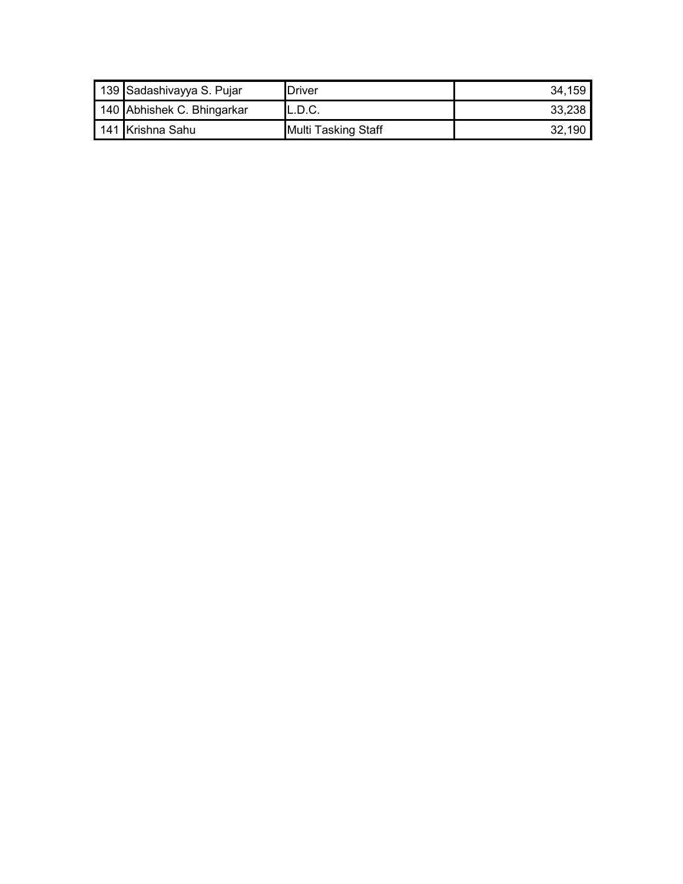| | | | |
|---|---|---|---|
| 139 | Sadashivayya S. Pujar | Driver | 34,159 |
| 140 | Abhishek C. Bhingarkar | L.D.C. | 33,238 |
| 141 | Krishna Sahu | Multi Tasking Staff | 32,190 |